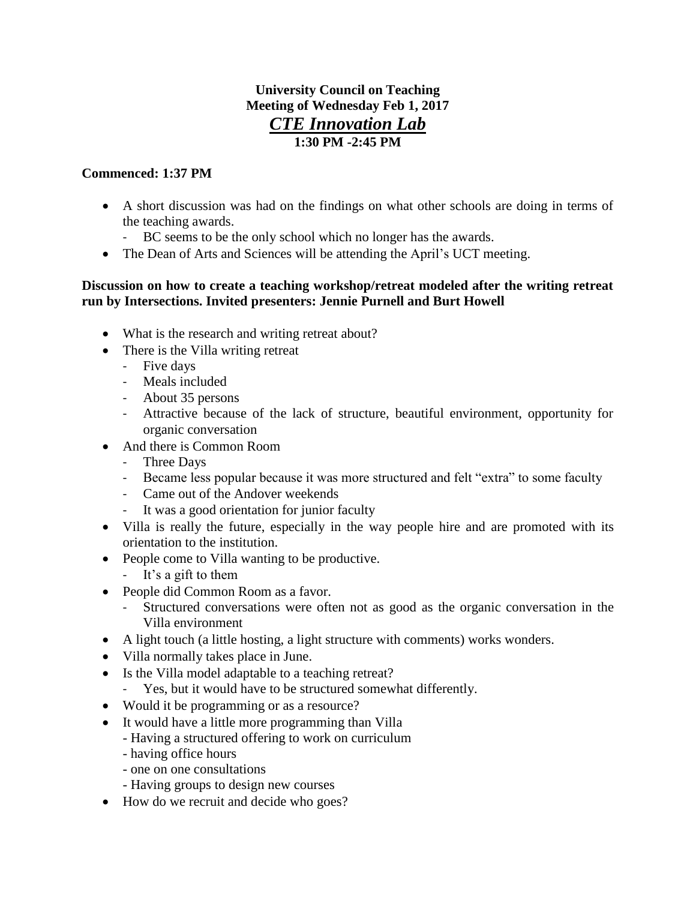**University Council on Teaching**
**Meeting of Wednesday Feb 1, 2017**
***CTE Innovation Lab***
**1:30 PM -2:45 PM**

**Commenced: 1:37 PM**

- A short discussion was had on the findings on what other schools are doing in terms of the teaching awards.
  - BC seems to be the only school which no longer has the awards.
- The Dean of Arts and Sciences will be attending the April's UCT meeting.

**Discussion on how to create a teaching workshop/retreat modeled after the writing retreat run by Intersections. Invited presenters: Jennie Purnell and Burt Howell**

- What is the research and writing retreat about?
- There is the Villa writing retreat
  - Five days
  - Meals included
  - About 35 persons
  - Attractive because of the lack of structure, beautiful environment, opportunity for organic conversation
- And there is Common Room
  - Three Days
  - Became less popular because it was more structured and felt "extra" to some faculty
  - Came out of the Andover weekends
  - It was a good orientation for junior faculty
- Villa is really the future, especially in the way people hire and are promoted with its orientation to the institution.
- People come to Villa wanting to be productive.
  - It's a gift to them
- People did Common Room as a favor.
  - Structured conversations were often not as good as the organic conversation in the Villa environment
- A light touch (a little hosting, a light structure with comments) works wonders.
- Villa normally takes place in June.
- Is the Villa model adaptable to a teaching retreat?
  - Yes, but it would have to be structured somewhat differently.
- Would it be programming or as a resource?
- It would have a little more programming than Villa
  - Having a structured offering to work on curriculum
  - having office hours
  - one on one consultations
  - Having groups to design new courses
- How do we recruit and decide who goes?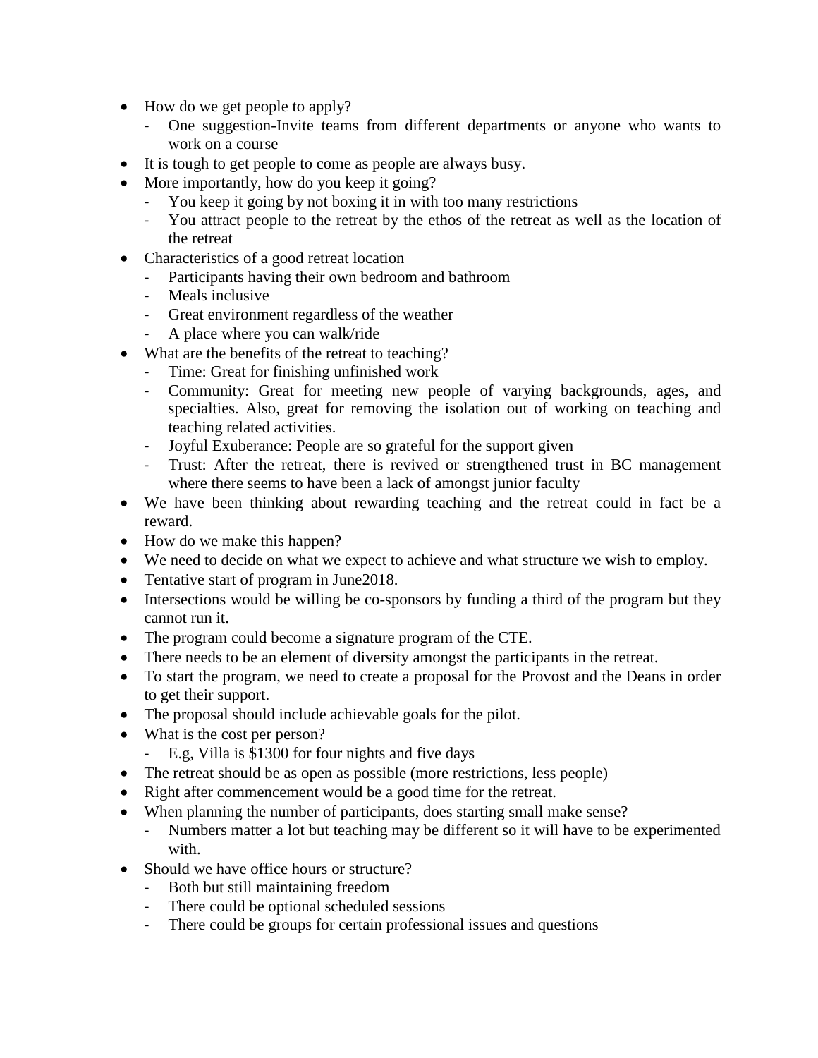- How do we get people to apply?
  - One suggestion-Invite teams from different departments or anyone who wants to work on a course
- It is tough to get people to come as people are always busy.
- More importantly, how do you keep it going?
  - You keep it going by not boxing it in with too many restrictions
  - You attract people to the retreat by the ethos of the retreat as well as the location of the retreat
- Characteristics of a good retreat location
  - Participants having their own bedroom and bathroom
  - Meals inclusive
  - Great environment regardless of the weather
  - A place where you can walk/ride
- What are the benefits of the retreat to teaching?
  - Time: Great for finishing unfinished work
  - Community: Great for meeting new people of varying backgrounds, ages, and specialties. Also, great for removing the isolation out of working on teaching and teaching related activities.
  - Joyful Exuberance: People are so grateful for the support given
  - Trust: After the retreat, there is revived or strengthened trust in BC management where there seems to have been a lack of amongst junior faculty
- We have been thinking about rewarding teaching and the retreat could in fact be a reward.
- How do we make this happen?
- We need to decide on what we expect to achieve and what structure we wish to employ.
- Tentative start of program in June2018.
- Intersections would be willing be co-sponsors by funding a third of the program but they cannot run it.
- The program could become a signature program of the CTE.
- There needs to be an element of diversity amongst the participants in the retreat.
- To start the program, we need to create a proposal for the Provost and the Deans in order to get their support.
- The proposal should include achievable goals for the pilot.
- What is the cost per person?
  - E.g, Villa is $1300 for four nights and five days
- The retreat should be as open as possible (more restrictions, less people)
- Right after commencement would be a good time for the retreat.
- When planning the number of participants, does starting small make sense?
  - Numbers matter a lot but teaching may be different so it will have to be experimented with.
- Should we have office hours or structure?
  - Both but still maintaining freedom
  - There could be optional scheduled sessions
  - There could be groups for certain professional issues and questions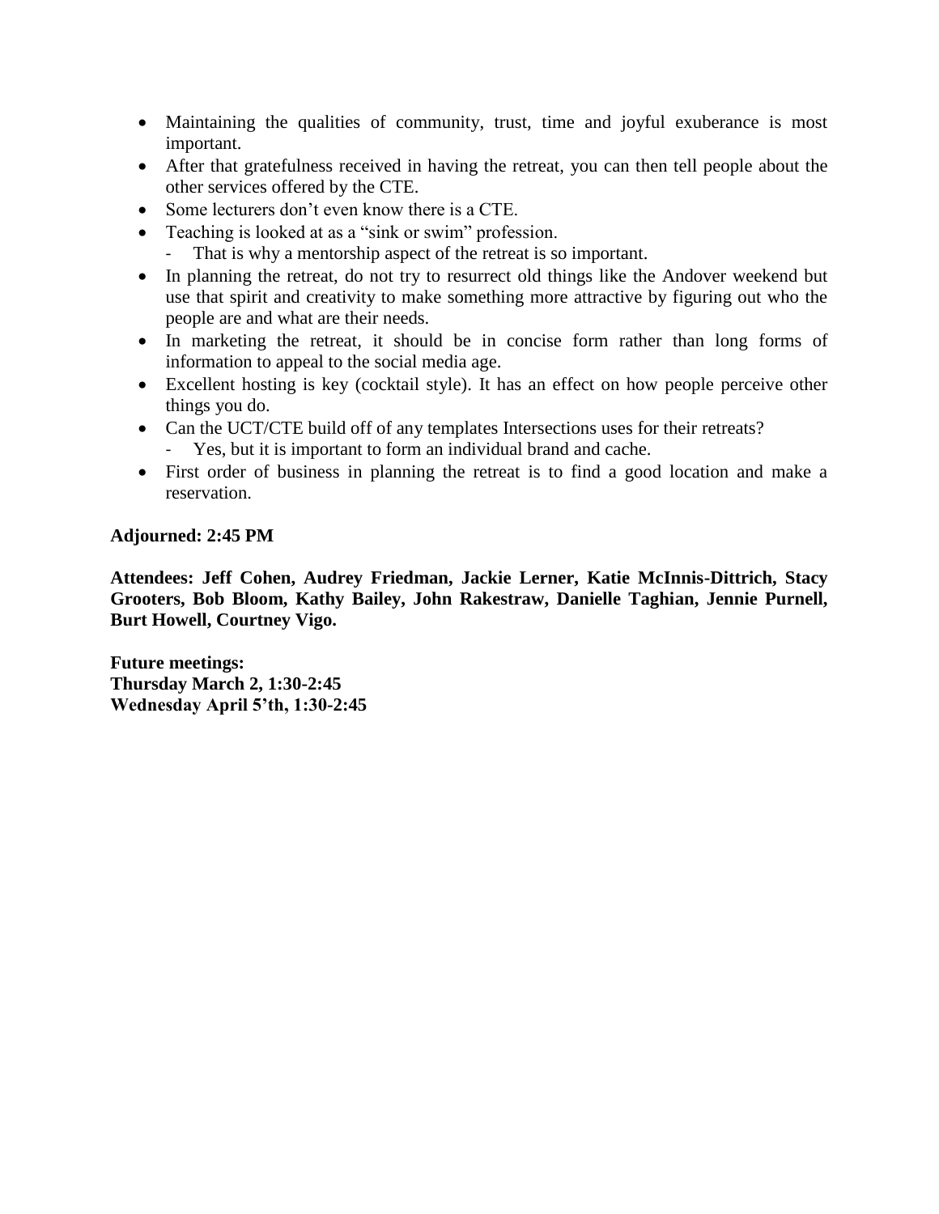- Maintaining the qualities of community, trust, time and joyful exuberance is most important.
- After that gratefulness received in having the retreat, you can then tell people about the other services offered by the CTE.
- Some lecturers don't even know there is a CTE.
- Teaching is looked at as a "sink or swim" profession.
  - That is why a mentorship aspect of the retreat is so important.
- In planning the retreat, do not try to resurrect old things like the Andover weekend but use that spirit and creativity to make something more attractive by figuring out who the people are and what are their needs.
- In marketing the retreat, it should be in concise form rather than long forms of information to appeal to the social media age.
- Excellent hosting is key (cocktail style). It has an effect on how people perceive other things you do.
- Can the UCT/CTE build off of any templates Intersections uses for their retreats?
  - Yes, but it is important to form an individual brand and cache.
- First order of business in planning the retreat is to find a good location and make a reservation.

**Adjourned: 2:45 PM**

**Attendees: Jeff Cohen, Audrey Friedman, Jackie Lerner, Katie McInnis-Dittrich, Stacy Grooters, Bob Bloom, Kathy Bailey, John Rakestraw, Danielle Taghian, Jennie Purnell, Burt Howell, Courtney Vigo.**

**Future meetings:**
**Thursday March 2, 1:30-2:45**
**Wednesday April 5'th, 1:30-2:45**